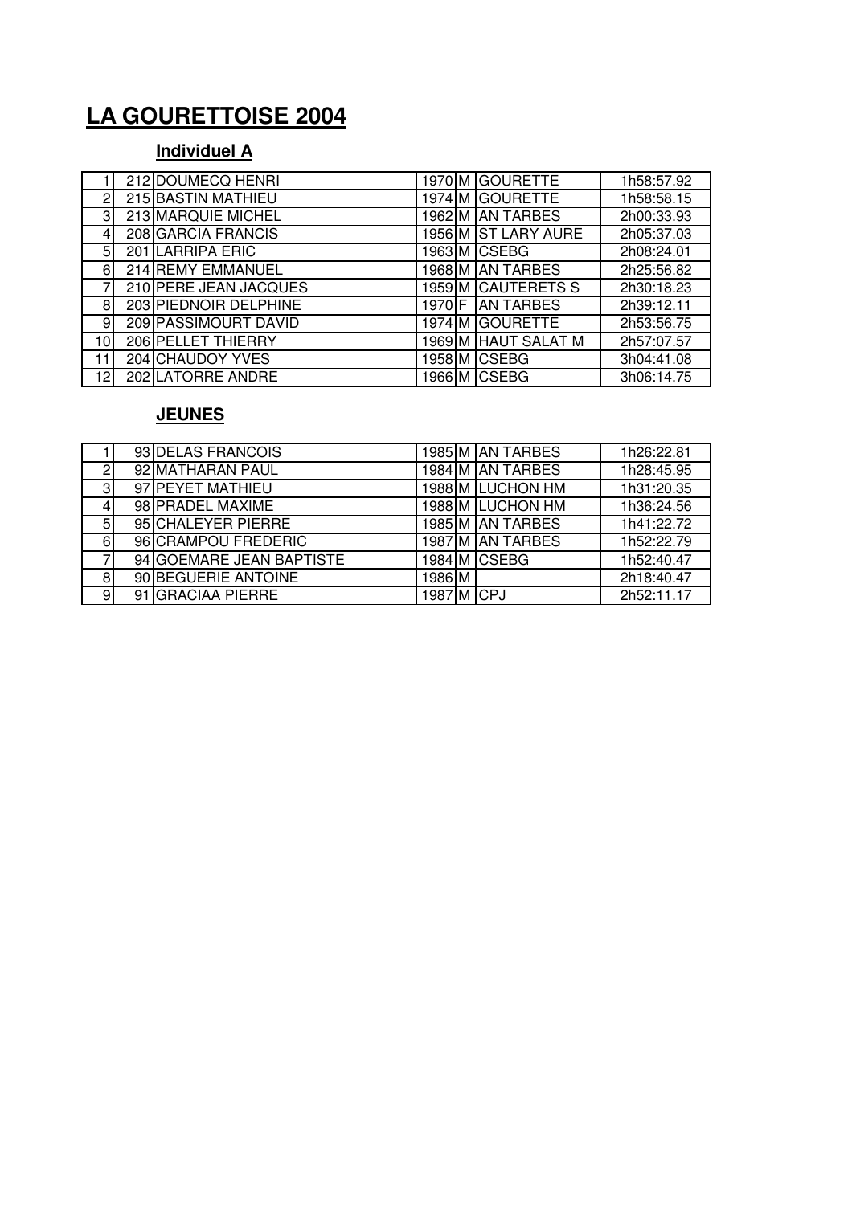# LA GOURETTOISE 2004

## Individuel A

| | | | | | | |
|---|---|---|---|---|---|---|
| 1 | 212 | DOUMECQ HENRI | 1970 | M | GOURETTE | 1h58:57.92 |
| 2 | 215 | BASTIN MATHIEU | 1974 | M | GOURETTE | 1h58:58.15 |
| 3 | 213 | MARQUIE MICHEL | 1962 | M | AN TARBES | 2h00:33.93 |
| 4 | 208 | GARCIA FRANCIS | 1956 | M | ST LARY AURE | 2h05:37.03 |
| 5 | 201 | LARRIPA ERIC | 1963 | M | CSEBG | 2h08:24.01 |
| 6 | 214 | REMY EMMANUEL | 1968 | M | AN TARBES | 2h25:56.82 |
| 7 | 210 | PERE JEAN JACQUES | 1959 | M | CAUTERETS S | 2h30:18.23 |
| 8 | 203 | PIEDNOIR DELPHINE | 1970 | F | AN TARBES | 2h39:12.11 |
| 9 | 209 | PASSIMOURT DAVID | 1974 | M | GOURETTE | 2h53:56.75 |
| 10 | 206 | PELLET THIERRY | 1969 | M | HAUT SALAT M | 2h57:07.57 |
| 11 | 204 | CHAUDOY YVES | 1958 | M | CSEBG | 3h04:41.08 |
| 12 | 202 | LATORRE ANDRE | 1966 | M | CSEBG | 3h06:14.75 |

## JEUNES

| | | | | | | |
|---|---|---|---|---|---|---|
| 1 | 93 | DELAS FRANCOIS | 1985 | M | AN TARBES | 1h26:22.81 |
| 2 | 92 | MATHARAN PAUL | 1984 | M | AN TARBES | 1h28:45.95 |
| 3 | 97 | PEYET MATHIEU | 1988 | M | LUCHON HM | 1h31:20.35 |
| 4 | 98 | PRADEL MAXIME | 1988 | M | LUCHON HM | 1h36:24.56 |
| 5 | 95 | CHALEYER PIERRE | 1985 | M | AN TARBES | 1h41:22.72 |
| 6 | 96 | CRAMPOU FREDERIC | 1987 | M | AN TARBES | 1h52:22.79 |
| 7 | 94 | GOEMARE JEAN BAPTISTE | 1984 | M | CSEBG | 1h52:40.47 |
| 8 | 90 | BEGUERIE ANTOINE | 1986 | M | | 2h18:40.47 |
| 9 | 91 | GRACIAA PIERRE | 1987 | M | CPJ | 2h52:11.17 |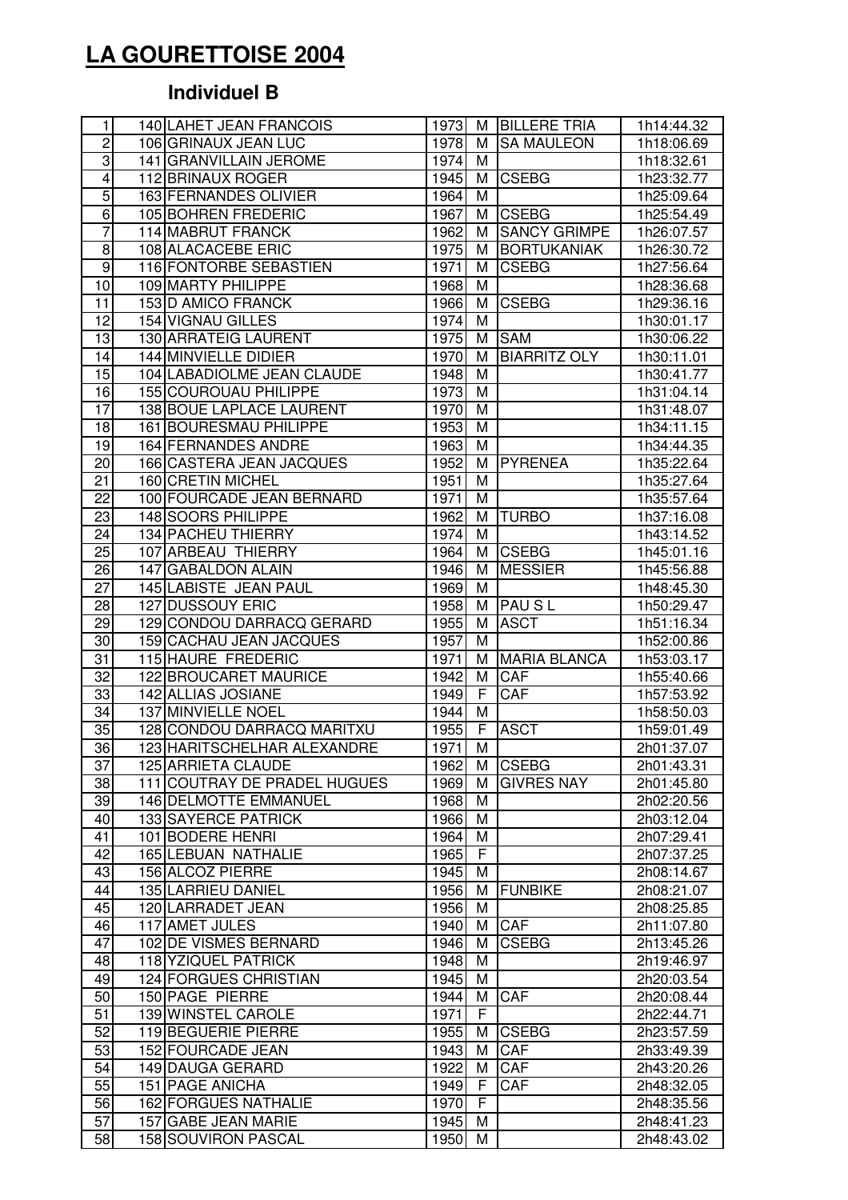# LA GOURETTOISE 2004

## Individuel B

| | | | | | | |
|---|---|---|---|---|---|---|
| 1 | 140 | LAHET JEAN FRANCOIS | 1973 | M | BILLERE TRIA | 1h14:44.32 |
| 2 | 106 | GRINAUX JEAN LUC | 1978 | M | SA MAULEON | 1h18:06.69 |
| 3 | 141 | GRANVILLAIN JEROME | 1974 | M | | 1h18:32.61 |
| 4 | 112 | BRINAUX ROGER | 1945 | M | CSEBG | 1h23:32.77 |
| 5 | 163 | FERNANDES OLIVIER | 1964 | M | | 1h25:09.64 |
| 6 | 105 | BOHREN FREDERIC | 1967 | M | CSEBG | 1h25:54.49 |
| 7 | 114 | MABRUT FRANCK | 1962 | M | SANCY GRIMPE | 1h26:07.57 |
| 8 | 108 | ALACACEBE ERIC | 1975 | M | BORTUKANIAK | 1h26:30.72 |
| 9 | 116 | FONTORBE SEBASTIEN | 1971 | M | CSEBG | 1h27:56.64 |
| 10 | 109 | MARTY PHILIPPE | 1968 | M | | 1h28:36.68 |
| 11 | 153 | D AMICO FRANCK | 1966 | M | CSEBG | 1h29:36.16 |
| 12 | 154 | VIGNAU GILLES | 1974 | M | | 1h30:01.17 |
| 13 | 130 | ARRATEIG LAURENT | 1975 | M | SAM | 1h30:06.22 |
| 14 | 144 | MINVIELLE DIDIER | 1970 | M | BIARRITZ OLY | 1h30:11.01 |
| 15 | 104 | LABADIOLME JEAN CLAUDE | 1948 | M | | 1h30:41.77 |
| 16 | 155 | COUROUAU PHILIPPE | 1973 | M | | 1h31:04.14 |
| 17 | 138 | BOUE LAPLACE LAURENT | 1970 | M | | 1h31:48.07 |
| 18 | 161 | BOURESMAU PHILIPPE | 1953 | M | | 1h34:11.15 |
| 19 | 164 | FERNANDES ANDRE | 1963 | M | | 1h34:44.35 |
| 20 | 166 | CASTERA JEAN JACQUES | 1952 | M | PYRENEA | 1h35:22.64 |
| 21 | 160 | CRETIN MICHEL | 1951 | M | | 1h35:27.64 |
| 22 | 100 | FOURCADE JEAN BERNARD | 1971 | M | | 1h35:57.64 |
| 23 | 148 | SOORS PHILIPPE | 1962 | M | TURBO | 1h37:16.08 |
| 24 | 134 | PACHEU THIERRY | 1974 | M | | 1h43:14.52 |
| 25 | 107 | ARBEAU THIERRY | 1964 | M | CSEBG | 1h45:01.16 |
| 26 | 147 | GABALDON ALAIN | 1946 | M | MESSIER | 1h45:56.88 |
| 27 | 145 | LABISTE JEAN PAUL | 1969 | M | | 1h48:45.30 |
| 28 | 127 | DUSSOUY ERIC | 1958 | M | PAU S L | 1h50:29.47 |
| 29 | 129 | CONDOU DARRACQ GERARD | 1955 | M | ASCT | 1h51:16.34 |
| 30 | 159 | CACHAU JEAN JACQUES | 1957 | M | | 1h52:00.86 |
| 31 | 115 | HAURE FREDERIC | 1971 | M | MARIA BLANCA | 1h53:03.17 |
| 32 | 122 | BROUCARET MAURICE | 1942 | M | CAF | 1h55:40.66 |
| 33 | 142 | ALLIAS JOSIANE | 1949 | F | CAF | 1h57:53.92 |
| 34 | 137 | MINVIELLE NOEL | 1944 | M | | 1h58:50.03 |
| 35 | 128 | CONDOU DARRACQ MARITXU | 1955 | F | ASCT | 1h59:01.49 |
| 36 | 123 | HARITSCHELHAR ALEXANDRE | 1971 | M | | 2h01:37.07 |
| 37 | 125 | ARRIETA CLAUDE | 1962 | M | CSEBG | 2h01:43.31 |
| 38 | 111 | COUTRAY DE PRADEL HUGUES | 1969 | M | GIVRES NAY | 2h01:45.80 |
| 39 | 146 | DELMOTTE EMMANUEL | 1968 | M | | 2h02:20.56 |
| 40 | 133 | SAYERCE PATRICK | 1966 | M | | 2h03:12.04 |
| 41 | 101 | BODERE HENRI | 1964 | M | | 2h07:29.41 |
| 42 | 165 | LEBUAN NATHALIE | 1965 | F | | 2h07:37.25 |
| 43 | 156 | ALCOZ PIERRE | 1945 | M | | 2h08:14.67 |
| 44 | 135 | LARRIEU DANIEL | 1956 | M | FUNBIKE | 2h08:21.07 |
| 45 | 120 | LARRADET JEAN | 1956 | M | | 2h08:25.85 |
| 46 | 117 | AMET JULES | 1940 | M | CAF | 2h11:07.80 |
| 47 | 102 | DE VISMES BERNARD | 1946 | M | CSEBG | 2h13:45.26 |
| 48 | 118 | YZIQUEL PATRICK | 1948 | M | | 2h19:46.97 |
| 49 | 124 | FORGUES CHRISTIAN | 1945 | M | | 2h20:03.54 |
| 50 | 150 | PAGE PIERRE | 1944 | M | CAF | 2h20:08.44 |
| 51 | 139 | WINSTEL CAROLE | 1971 | F | | 2h22:44.71 |
| 52 | 119 | BEGUERIE PIERRE | 1955 | M | CSEBG | 2h23:57.59 |
| 53 | 152 | FOURCADE JEAN | 1943 | M | CAF | 2h33:49.39 |
| 54 | 149 | DAUGA GERARD | 1922 | M | CAF | 2h43:20.26 |
| 55 | 151 | PAGE ANICHA | 1949 | F | CAF | 2h48:32.05 |
| 56 | 162 | FORGUES NATHALIE | 1970 | F | | 2h48:35.56 |
| 57 | 157 | GABE JEAN MARIE | 1945 | M | | 2h48:41.23 |
| 58 | 158 | SOUVIRON PASCAL | 1950 | M | | 2h48:43.02 |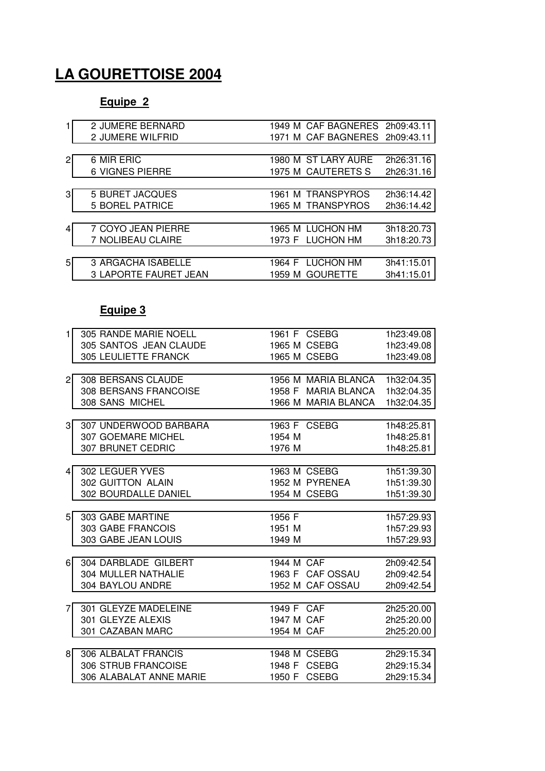# LA GOURETTOISE 2004

## Equipe 2

| | | | | | | |
|---|---|---|---|---|---|---|
| 1 | 2 | JUMERE BERNARD | 1949 | M | CAF BAGNERES | 2h09:43.11 |
| | 2 | JUMERE WILFRID | 1971 | M | CAF BAGNERES | 2h09:43.11 |
| 2 | 6 | MIR ERIC | 1980 | M | ST LARY AURE | 2h26:31.16 |
| | 6 | VIGNES PIERRE | 1975 | M | CAUTERETS S | 2h26:31.16 |
| 3 | 5 | BURET JACQUES | 1961 | M | TRANSPYROS | 2h36:14.42 |
| | 5 | BOREL PATRICE | 1965 | M | TRANSPYROS | 2h36:14.42 |
| 4 | 7 | COYO JEAN PIERRE | 1965 | M | LUCHON HM | 3h18:20.73 |
| | 7 | NOLIBEAU CLAIRE | 1973 | F | LUCHON HM | 3h18:20.73 |
| 5 | 3 | ARGACHA ISABELLE | 1964 | F | LUCHON HM | 3h41:15.01 |
| | 3 | LAPORTE FAURET JEAN | 1959 | M | GOURETTE | 3h41:15.01 |

## Equipe 3

| | | | | | | |
|---|---|---|---|---|---|---|
| 1 | 305 | RANDE MARIE NOELL | 1961 | F | CSEBG | 1h23:49.08 |
| | 305 | SANTOS JEAN CLAUDE | 1965 | M | CSEBG | 1h23:49.08 |
| | 305 | LEULIETTE FRANCK | 1965 | M | CSEBG | 1h23:49.08 |
| 2 | 308 | BERSANS CLAUDE | 1956 | M | MARIA BLANCA | 1h32:04.35 |
| | 308 | BERSANS FRANCOISE | 1958 | F | MARIA BLANCA | 1h32:04.35 |
| | 308 | SANS MICHEL | 1966 | M | MARIA BLANCA | 1h32:04.35 |
| 3 | 307 | UNDERWOOD BARBARA | 1963 | F | CSEBG | 1h48:25.81 |
| | 307 | GOEMARE MICHEL | 1954 | M | | 1h48:25.81 |
| | 307 | BRUNET CEDRIC | 1976 | M | | 1h48:25.81 |
| 4 | 302 | LEGUER YVES | 1963 | M | CSEBG | 1h51:39.30 |
| | 302 | GUITTON ALAIN | 1952 | M | PYRENEA | 1h51:39.30 |
| | 302 | BOURDALLE DANIEL | 1954 | M | CSEBG | 1h51:39.30 |
| 5 | 303 | GABE MARTINE | 1956 | F | | 1h57:29.93 |
| | 303 | GABE FRANCOIS | 1951 | M | | 1h57:29.93 |
| | 303 | GABE JEAN LOUIS | 1949 | M | | 1h57:29.93 |
| 6 | 304 | DARBLADE GILBERT | 1944 | M | CAF | 2h09:42.54 |
| | 304 | MULLER NATHALIE | 1963 | F | CAF OSSAU | 2h09:42.54 |
| | 304 | BAYLOU ANDRE | 1952 | M | CAF OSSAU | 2h09:42.54 |
| 7 | 301 | GLEYZE MADELEINE | 1949 | F | CAF | 2h25:20.00 |
| | 301 | GLEYZE ALEXIS | 1947 | M | CAF | 2h25:20.00 |
| | 301 | CAZABAN MARC | 1954 | M | CAF | 2h25:20.00 |
| 8 | 306 | ALBALAT FRANCIS | 1948 | M | CSEBG | 2h29:15.34 |
| | 306 | STRUB FRANCOISE | 1948 | F | CSEBG | 2h29:15.34 |
| | 306 | ALABALAT ANNE MARIE | 1950 | F | CSEBG | 2h29:15.34 |